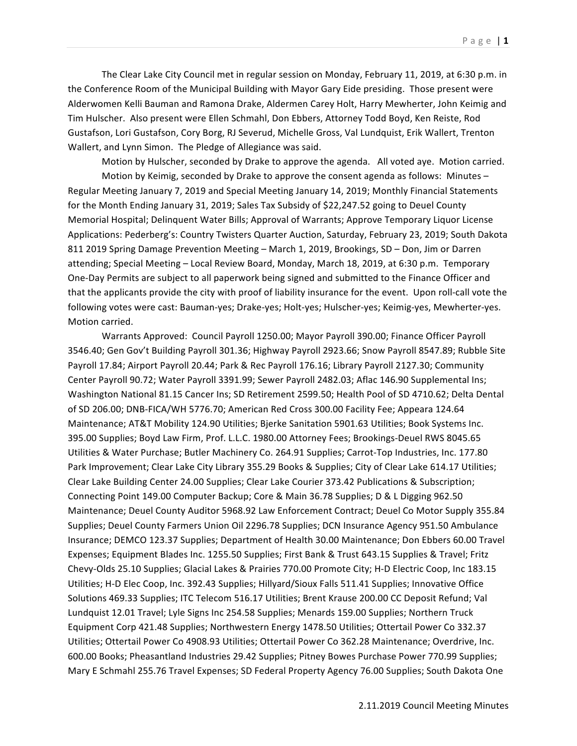The Clear Lake City Council met in regular session on Monday, February 11, 2019, at 6:30 p.m. in the Conference Room of the Municipal Building with Mayor Gary Eide presiding. Those present were Alderwomen Kelli Bauman and Ramona Drake, Aldermen Carey Holt, Harry Mewherter, John Keimig and Tim Hulscher. Also present were Ellen Schmahl, Don Ebbers, Attorney Todd Boyd, Ken Reiste, Rod Gustafson, Lori Gustafson, Cory Borg, RJ Severud, Michelle Gross, Val Lundquist, Erik Wallert, Trenton Wallert, and Lynn Simon. The Pledge of Allegiance was said.

Motion by Hulscher, seconded by Drake to approve the agenda. All voted aye. Motion carried.

Motion by Keimig, seconded by Drake to approve the consent agenda as follows: Minutes – Regular Meeting January 7, 2019 and Special Meeting January 14, 2019; Monthly Financial Statements for the Month Ending January 31, 2019; Sales Tax Subsidy of $22,247.52 going to Deuel County Memorial Hospital; Delinquent Water Bills; Approval of Warrants; Approve Temporary Liquor License Applications: Pederberg's: Country Twisters Quarter Auction, Saturday, February 23, 2019; South Dakota 811 2019 Spring Damage Prevention Meeting – March 1, 2019, Brookings, SD – Don, Jim or Darren attending; Special Meeting – Local Review Board, Monday, March 18, 2019, at 6:30 p.m. Temporary One-Day Permits are subject to all paperwork being signed and submitted to the Finance Officer and that the applicants provide the city with proof of liability insurance for the event. Upon roll-call vote the following votes were cast: Bauman-yes; Drake-yes; Holt-yes; Hulscher-yes; Keimig-yes, Mewherter-yes. Motion carried.

Warrants Approved: Council Payroll 1250.00; Mayor Payroll 390.00; Finance Officer Payroll 3546.40; Gen Gov't Building Payroll 301.36; Highway Payroll 2923.66; Snow Payroll 8547.89; Rubble Site Payroll 17.84; Airport Payroll 20.44; Park & Rec Payroll 176.16; Library Payroll 2127.30; Community Center Payroll 90.72; Water Payroll 3391.99; Sewer Payroll 2482.03; Aflac 146.90 Supplemental Ins; Washington National 81.15 Cancer Ins; SD Retirement 2599.50; Health Pool of SD 4710.62; Delta Dental of SD 206.00; DNB-FICA/WH 5776.70; American Red Cross 300.00 Facility Fee; Appeara 124.64 Maintenance; AT&T Mobility 124.90 Utilities; Bjerke Sanitation 5901.63 Utilities; Book Systems Inc. 395.00 Supplies; Boyd Law Firm, Prof. L.L.C. 1980.00 Attorney Fees; Brookings-Deuel RWS 8045.65 Utilities & Water Purchase; Butler Machinery Co. 264.91 Supplies; Carrot-Top Industries, Inc. 177.80 Park Improvement; Clear Lake City Library 355.29 Books & Supplies; City of Clear Lake 614.17 Utilities; Clear Lake Building Center 24.00 Supplies; Clear Lake Courier 373.42 Publications & Subscription; Connecting Point 149.00 Computer Backup; Core & Main 36.78 Supplies; D & L Digging 962.50 Maintenance; Deuel County Auditor 5968.92 Law Enforcement Contract; Deuel Co Motor Supply 355.84 Supplies; Deuel County Farmers Union Oil 2296.78 Supplies; DCN Insurance Agency 951.50 Ambulance Insurance; DEMCO 123.37 Supplies; Department of Health 30.00 Maintenance; Don Ebbers 60.00 Travel Expenses; Equipment Blades Inc. 1255.50 Supplies; First Bank & Trust 643.15 Supplies & Travel; Fritz Chevy-Olds 25.10 Supplies; Glacial Lakes & Prairies 770.00 Promote City; H-D Electric Coop, Inc 183.15 Utilities; H-D Elec Coop, Inc. 392.43 Supplies; Hillyard/Sioux Falls 511.41 Supplies; Innovative Office Solutions 469.33 Supplies; ITC Telecom 516.17 Utilities; Brent Krause 200.00 CC Deposit Refund; Val Lundquist 12.01 Travel; Lyle Signs Inc 254.58 Supplies; Menards 159.00 Supplies; Northern Truck Equipment Corp 421.48 Supplies; Northwestern Energy 1478.50 Utilities; Ottertail Power Co 332.37 Utilities; Ottertail Power Co 4908.93 Utilities; Ottertail Power Co 362.28 Maintenance; Overdrive, Inc. 600.00 Books; Pheasantland Industries 29.42 Supplies; Pitney Bowes Purchase Power 770.99 Supplies; Mary E Schmahl 255.76 Travel Expenses; SD Federal Property Agency 76.00 Supplies; South Dakota One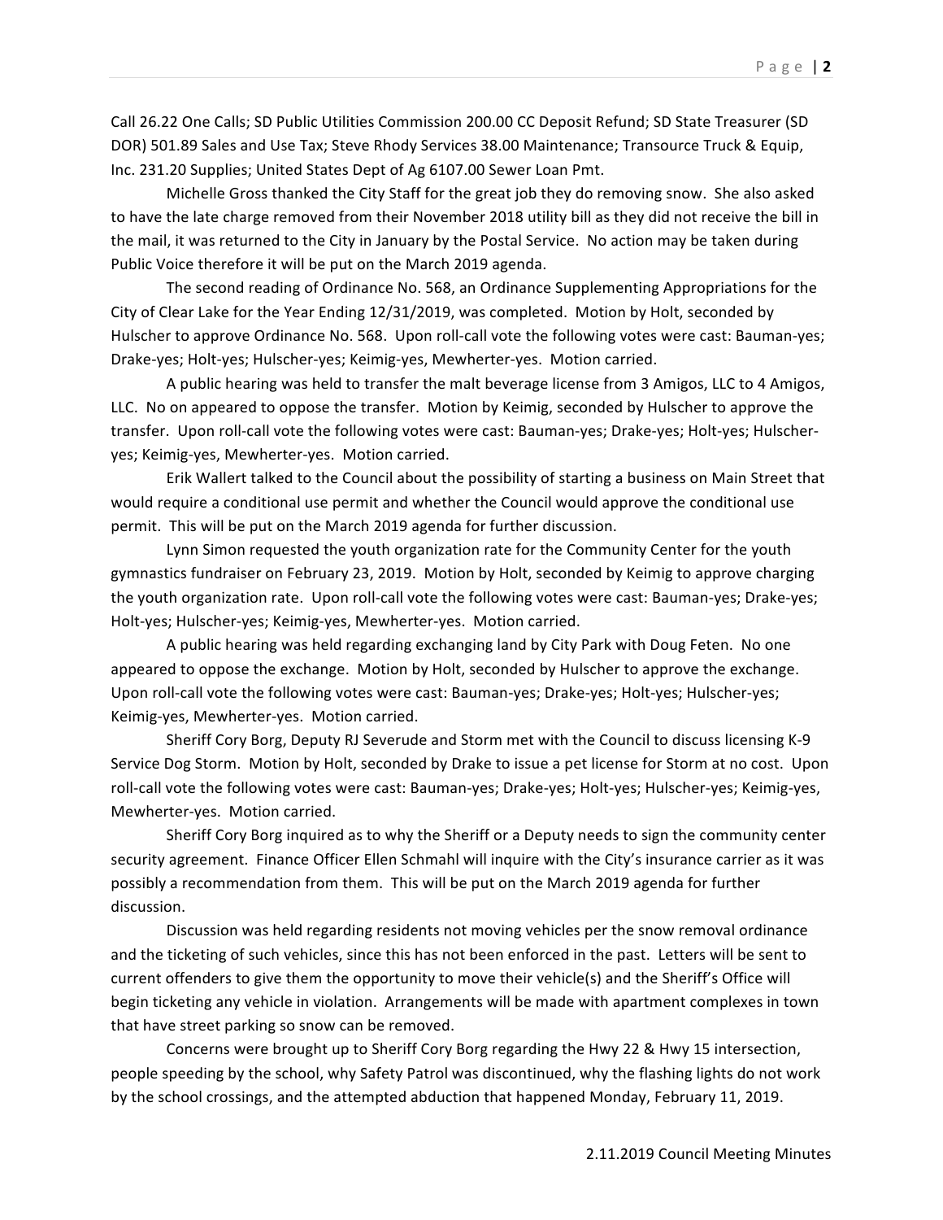Call 26.22 One Calls; SD Public Utilities Commission 200.00 CC Deposit Refund; SD State Treasurer (SD DOR) 501.89 Sales and Use Tax; Steve Rhody Services 38.00 Maintenance; Transource Truck & Equip, Inc. 231.20 Supplies; United States Dept of Ag 6107.00 Sewer Loan Pmt.

Michelle Gross thanked the City Staff for the great job they do removing snow. She also asked to have the late charge removed from their November 2018 utility bill as they did not receive the bill in the mail, it was returned to the City in January by the Postal Service. No action may be taken during Public Voice therefore it will be put on the March 2019 agenda.

The second reading of Ordinance No. 568, an Ordinance Supplementing Appropriations for the City of Clear Lake for the Year Ending 12/31/2019, was completed. Motion by Holt, seconded by Hulscher to approve Ordinance No. 568. Upon roll-call vote the following votes were cast: Bauman-yes; Drake-yes; Holt-yes; Hulscher-yes; Keimig-yes, Mewherter-yes. Motion carried.

A public hearing was held to transfer the malt beverage license from 3 Amigos, LLC to 4 Amigos, LLC. No on appeared to oppose the transfer. Motion by Keimig, seconded by Hulscher to approve the transfer. Upon roll-call vote the following votes were cast: Bauman-yes; Drake-yes; Holt-yes; Hulscher-yes; Keimig-yes, Mewherter-yes. Motion carried.

Erik Wallert talked to the Council about the possibility of starting a business on Main Street that would require a conditional use permit and whether the Council would approve the conditional use permit. This will be put on the March 2019 agenda for further discussion.

Lynn Simon requested the youth organization rate for the Community Center for the youth gymnastics fundraiser on February 23, 2019. Motion by Holt, seconded by Keimig to approve charging the youth organization rate. Upon roll-call vote the following votes were cast: Bauman-yes; Drake-yes; Holt-yes; Hulscher-yes; Keimig-yes, Mewherter-yes. Motion carried.

A public hearing was held regarding exchanging land by City Park with Doug Feten. No one appeared to oppose the exchange. Motion by Holt, seconded by Hulscher to approve the exchange. Upon roll-call vote the following votes were cast: Bauman-yes; Drake-yes; Holt-yes; Hulscher-yes; Keimig-yes, Mewherter-yes. Motion carried.

Sheriff Cory Borg, Deputy RJ Severude and Storm met with the Council to discuss licensing K-9 Service Dog Storm. Motion by Holt, seconded by Drake to issue a pet license for Storm at no cost. Upon roll-call vote the following votes were cast: Bauman-yes; Drake-yes; Holt-yes; Hulscher-yes; Keimig-yes, Mewherter-yes. Motion carried.

Sheriff Cory Borg inquired as to why the Sheriff or a Deputy needs to sign the community center security agreement. Finance Officer Ellen Schmahl will inquire with the City's insurance carrier as it was possibly a recommendation from them. This will be put on the March 2019 agenda for further discussion.

Discussion was held regarding residents not moving vehicles per the snow removal ordinance and the ticketing of such vehicles, since this has not been enforced in the past. Letters will be sent to current offenders to give them the opportunity to move their vehicle(s) and the Sheriff's Office will begin ticketing any vehicle in violation. Arrangements will be made with apartment complexes in town that have street parking so snow can be removed.

Concerns were brought up to Sheriff Cory Borg regarding the Hwy 22 & Hwy 15 intersection, people speeding by the school, why Safety Patrol was discontinued, why the flashing lights do not work by the school crossings, and the attempted abduction that happened Monday, February 11, 2019.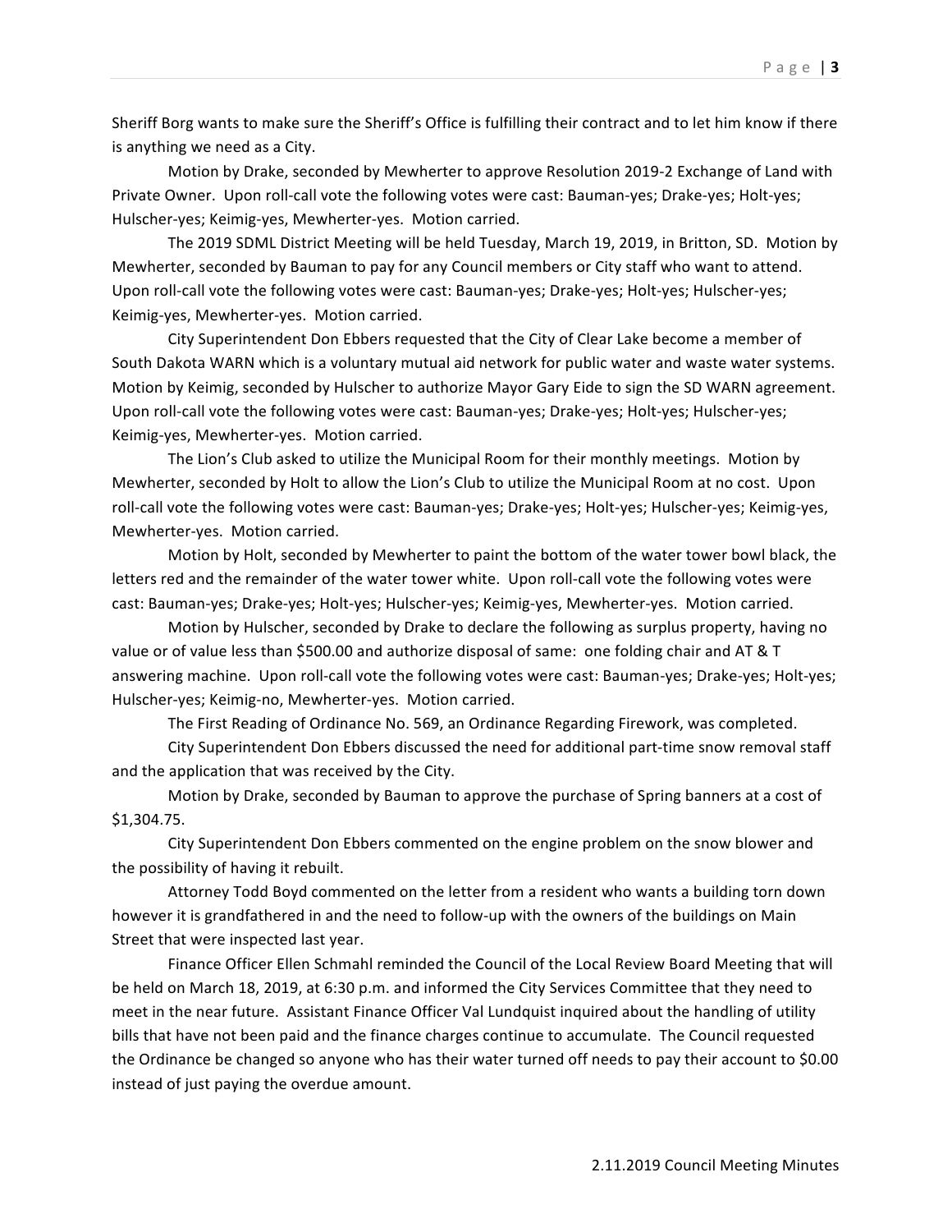Sheriff Borg wants to make sure the Sheriff's Office is fulfilling their contract and to let him know if there is anything we need as a City.

Motion by Drake, seconded by Mewherter to approve Resolution 2019-2 Exchange of Land with Private Owner. Upon roll-call vote the following votes were cast: Bauman-yes; Drake-yes; Holt-yes; Hulscher-yes; Keimig-yes, Mewherter-yes. Motion carried.

The 2019 SDML District Meeting will be held Tuesday, March 19, 2019, in Britton, SD. Motion by Mewherter, seconded by Bauman to pay for any Council members or City staff who want to attend. Upon roll-call vote the following votes were cast: Bauman-yes; Drake-yes; Holt-yes; Hulscher-yes; Keimig-yes, Mewherter-yes. Motion carried.

City Superintendent Don Ebbers requested that the City of Clear Lake become a member of South Dakota WARN which is a voluntary mutual aid network for public water and waste water systems. Motion by Keimig, seconded by Hulscher to authorize Mayor Gary Eide to sign the SD WARN agreement. Upon roll-call vote the following votes were cast: Bauman-yes; Drake-yes; Holt-yes; Hulscher-yes; Keimig-yes, Mewherter-yes. Motion carried.

The Lion's Club asked to utilize the Municipal Room for their monthly meetings. Motion by Mewherter, seconded by Holt to allow the Lion's Club to utilize the Municipal Room at no cost. Upon roll-call vote the following votes were cast: Bauman-yes; Drake-yes; Holt-yes; Hulscher-yes; Keimig-yes, Mewherter-yes. Motion carried.

Motion by Holt, seconded by Mewherter to paint the bottom of the water tower bowl black, the letters red and the remainder of the water tower white. Upon roll-call vote the following votes were cast: Bauman-yes; Drake-yes; Holt-yes; Hulscher-yes; Keimig-yes, Mewherter-yes. Motion carried.

Motion by Hulscher, seconded by Drake to declare the following as surplus property, having no value or of value less than $500.00 and authorize disposal of same: one folding chair and AT & T answering machine. Upon roll-call vote the following votes were cast: Bauman-yes; Drake-yes; Holt-yes; Hulscher-yes; Keimig-no, Mewherter-yes. Motion carried.

The First Reading of Ordinance No. 569, an Ordinance Regarding Firework, was completed.

City Superintendent Don Ebbers discussed the need for additional part-time snow removal staff and the application that was received by the City.

Motion by Drake, seconded by Bauman to approve the purchase of Spring banners at a cost of $1,304.75.

City Superintendent Don Ebbers commented on the engine problem on the snow blower and the possibility of having it rebuilt.

Attorney Todd Boyd commented on the letter from a resident who wants a building torn down however it is grandfathered in and the need to follow-up with the owners of the buildings on Main Street that were inspected last year.

Finance Officer Ellen Schmahl reminded the Council of the Local Review Board Meeting that will be held on March 18, 2019, at 6:30 p.m. and informed the City Services Committee that they need to meet in the near future. Assistant Finance Officer Val Lundquist inquired about the handling of utility bills that have not been paid and the finance charges continue to accumulate. The Council requested the Ordinance be changed so anyone who has their water turned off needs to pay their account to $0.00 instead of just paying the overdue amount.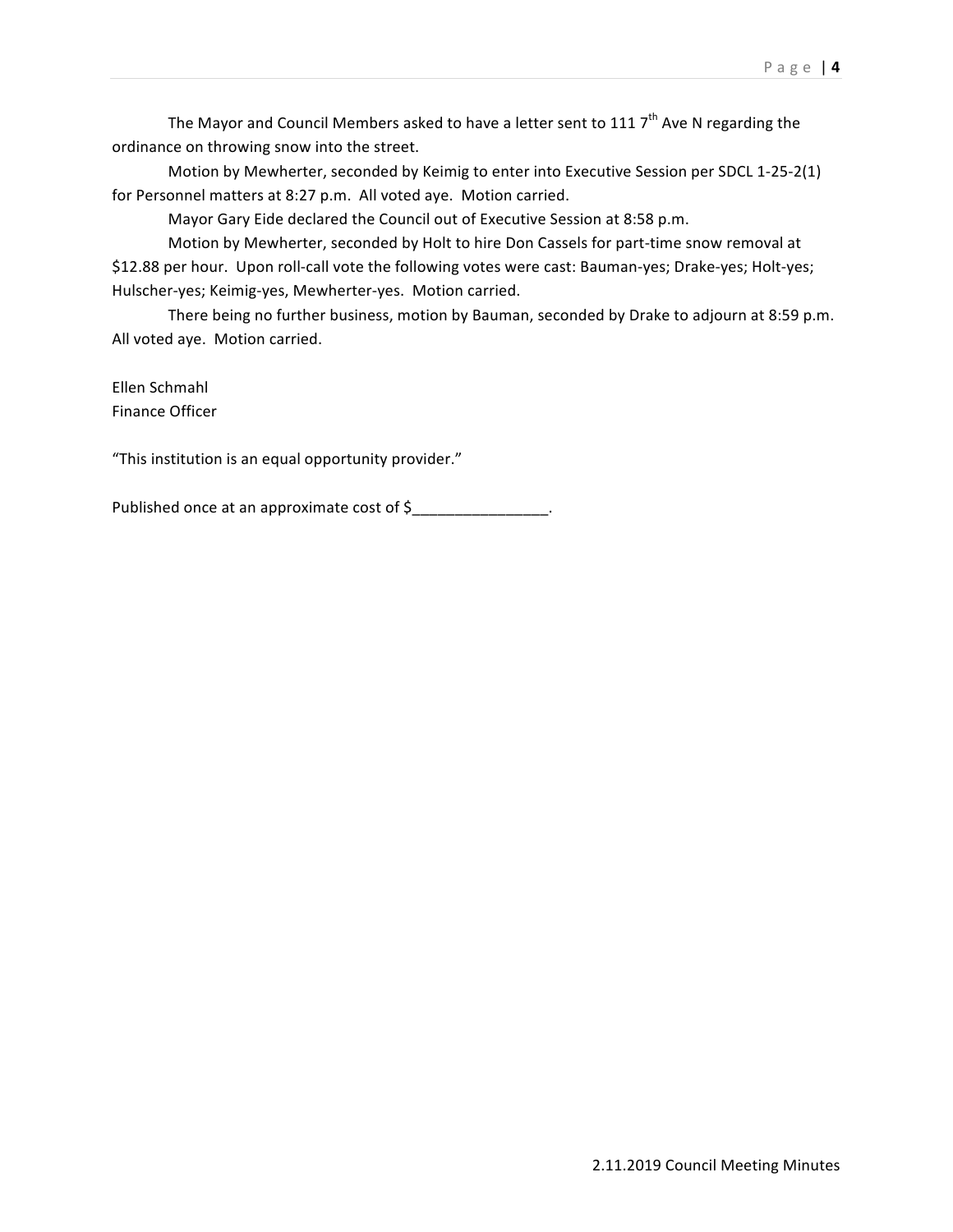The Mayor and Council Members asked to have a letter sent to 111 7th Ave N regarding the ordinance on throwing snow into the street.

Motion by Mewherter, seconded by Keimig to enter into Executive Session per SDCL 1-25-2(1) for Personnel matters at 8:27 p.m. All voted aye. Motion carried.

Mayor Gary Eide declared the Council out of Executive Session at 8:58 p.m.

Motion by Mewherter, seconded by Holt to hire Don Cassels for part-time snow removal at $12.88 per hour. Upon roll-call vote the following votes were cast: Bauman-yes; Drake-yes; Holt-yes; Hulscher-yes; Keimig-yes, Mewherter-yes. Motion carried.

There being no further business, motion by Bauman, seconded by Drake to adjourn at 8:59 p.m. All voted aye. Motion carried.

Ellen Schmahl
Finance Officer

"This institution is an equal opportunity provider."

Published once at an approximate cost of $________________.